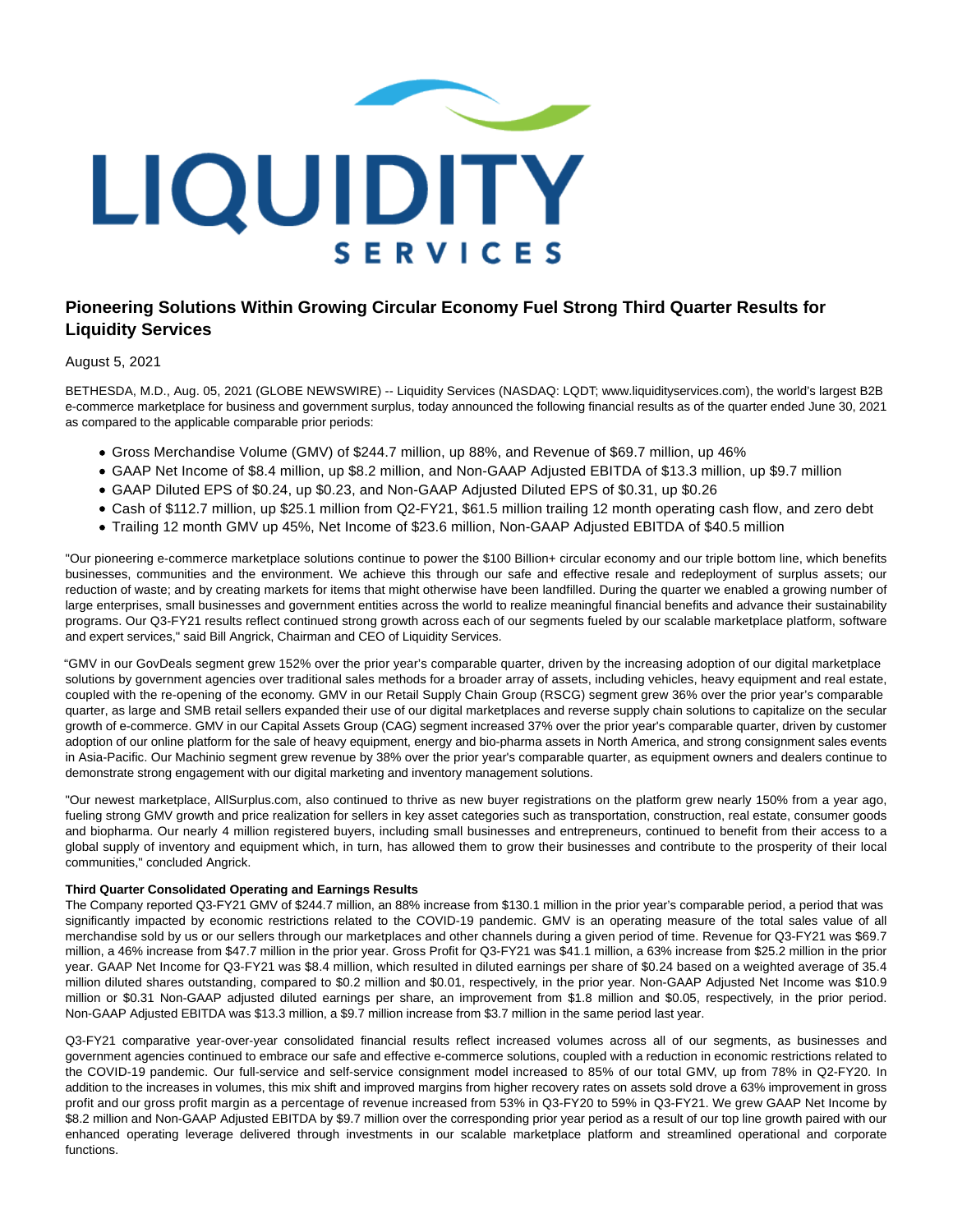# Pioneering Solutions Within Growing Circular Economy Fuel Strong Third Quarter Results for Liquidity Services

August 5, 2021

BETHESDA, M.D., Aug. 05, 2021 (GLOBE NEWSWIRE) -- Liquidity Services (NASDAQ: LQDT; www.liquidityservices.com), the world's largest B2B e-commerce marketplace for business and government surplus, today announced the following financial results as of the quarter ended June 30, 2021 as compared to the applicable comparable prior periods:

- Gross Merchandise Volume (GMV) of $244.7 million, up 88%, and Revenue of $69.7 million, up 46%
- GAAP Net Income of $8.4 million, up $8.2 million, and Non-GAAP Adjusted EBITDA of $13.3 million, up $9.7 million
- GAAP Diluted EPS of $0.24, up $0.23, and Non-GAAP Adjusted Diluted EPS of $0.31, up $0.26
- Cash of $112.7 million, up $25.1 million from Q2-FY21, $61.5 million trailing 12 month operating cash flow, and zero debt
- Trailing 12 month GMV up 45%, Net Income of $23.6 million, Non-GAAP Adjusted EBITDA of $40.5 million

"Our pioneering e-commerce marketplace solutions continue to power the $100 Billion+ circular economy and our triple bottom line, which benefits businesses, communities and the environment. We achieve this through our safe and effective resale and redeployment of surplus assets; our reduction of waste; and by creating markets for items that might otherwise have been landfilled. During the quarter we enabled a growing number of large enterprises, small businesses and government entities across the world to realize meaningful financial benefits and advance their sustainability programs. Our Q3-FY21 results reflect continued strong growth across each of our segments fueled by our scalable marketplace platform, software and expert services," said Bill Angrick, Chairman and CEO of Liquidity Services.

"GMV in our GovDeals segment grew 152% over the prior year's comparable quarter, driven by the increasing adoption of our digital marketplace solutions by government agencies over traditional sales methods for a broader array of assets, including vehicles, heavy equipment and real estate, coupled with the re-opening of the economy. GMV in our Retail Supply Chain Group (RSCG) segment grew 36% over the prior year's comparable quarter, as large and SMB retail sellers expanded their use of our digital marketplaces and reverse supply chain solutions to capitalize on the secular growth of e-commerce. GMV in our Capital Assets Group (CAG) segment increased 37% over the prior year's comparable quarter, driven by customer adoption of our online platform for the sale of heavy equipment, energy and bio-pharma assets in North America, and strong consignment sales events in Asia-Pacific. Our Machinio segment grew revenue by 38% over the prior year's comparable quarter, as equipment owners and dealers continue to demonstrate strong engagement with our digital marketing and inventory management solutions.

"Our newest marketplace, AllSurplus.com, also continued to thrive as new buyer registrations on the platform grew nearly 150% from a year ago, fueling strong GMV growth and price realization for sellers in key asset categories such as transportation, construction, real estate, consumer goods and biopharma. Our nearly 4 million registered buyers, including small businesses and entrepreneurs, continued to benefit from their access to a global supply of inventory and equipment which, in turn, has allowed them to grow their businesses and contribute to the prosperity of their local communities," concluded Angrick.

**Third Quarter Consolidated Operating and Earnings Results**

The Company reported Q3-FY21 GMV of $244.7 million, an 88% increase from $130.1 million in the prior year's comparable period, a period that was significantly impacted by economic restrictions related to the COVID-19 pandemic. GMV is an operating measure of the total sales value of all merchandise sold by us or our sellers through our marketplaces and other channels during a given period of time. Revenue for Q3-FY21 was $69.7 million, a 46% increase from $47.7 million in the prior year. Gross Profit for Q3-FY21 was $41.1 million, a 63% increase from $25.2 million in the prior year. GAAP Net Income for Q3-FY21 was $8.4 million, which resulted in diluted earnings per share of $0.24 based on a weighted average of 35.4 million diluted shares outstanding, compared to $0.2 million and $0.01, respectively, in the prior year. Non-GAAP Adjusted Net Income was $10.9 million or $0.31 Non-GAAP adjusted diluted earnings per share, an improvement from $1.8 million and $0.05, respectively, in the prior period. Non-GAAP Adjusted EBITDA was $13.3 million, a $9.7 million increase from $3.7 million in the same period last year.

Q3-FY21 comparative year-over-year consolidated financial results reflect increased volumes across all of our segments, as businesses and government agencies continued to embrace our safe and effective e-commerce solutions, coupled with a reduction in economic restrictions related to the COVID-19 pandemic. Our full-service and self-service consignment model increased to 85% of our total GMV, up from 78% in Q2-FY20. In addition to the increases in volumes, this mix shift and improved margins from higher recovery rates on assets sold drove a 63% improvement in gross profit and our gross profit margin as a percentage of revenue increased from 53% in Q3-FY20 to 59% in Q3-FY21. We grew GAAP Net Income by $8.2 million and Non-GAAP Adjusted EBITDA by $9.7 million over the corresponding prior year period as a result of our top line growth paired with our enhanced operating leverage delivered through investments in our scalable marketplace platform and streamlined operational and corporate functions.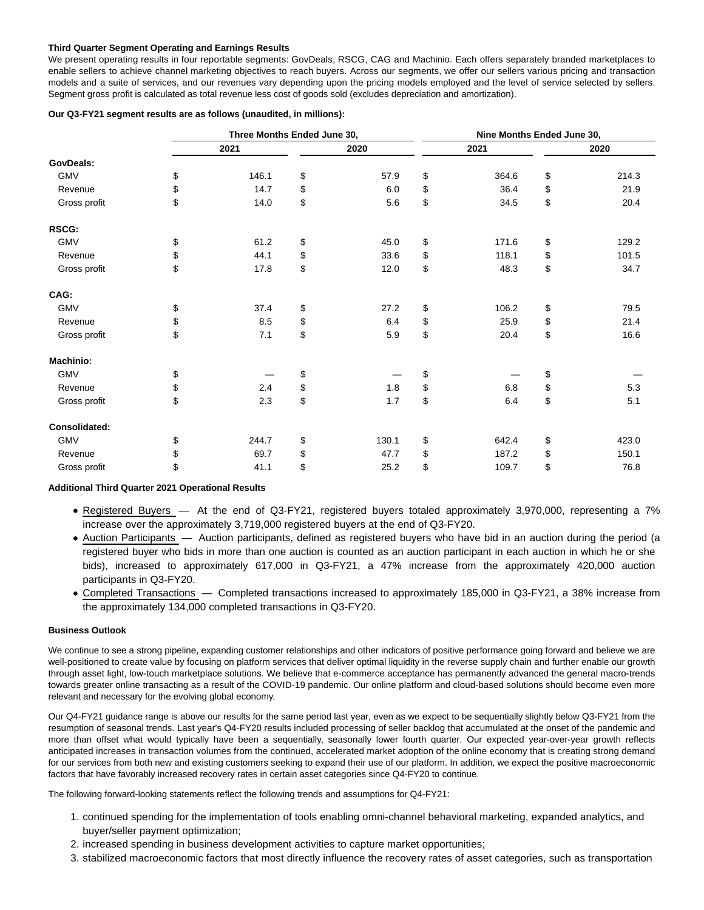**Third Quarter Segment Operating and Earnings Results**

We present operating results in four reportable segments: GovDeals, RSCG, CAG and Machinio. Each offers separately branded marketplaces to enable sellers to achieve channel marketing objectives to reach buyers. Across our segments, we offer our sellers various pricing and transaction models and a suite of services, and our revenues vary depending upon the pricing models employed and the level of service selected by sellers. Segment gross profit is calculated as total revenue less cost of goods sold (excludes depreciation and amortization).

**Our Q3-FY21 segment results are as follows (unaudited, in millions):**

| | Three Months Ended June 30, | | Nine Months Ended June 30, | |
|---|---|---|---|---|
| | 2021 | 2020 | 2021 | 2020 |
| **GovDeals:** | | | | |
| GMV | $ 146.1 | $ 57.9 | $ 364.6 | $ 214.3 |
| Revenue | $ 14.7 | $ 6.0 | $ 36.4 | $ 21.9 |
| Gross profit | $ 14.0 | $ 5.6 | $ 34.5 | $ 20.4 |
| **RSCG:** | | | | |
| GMV | $ 61.2 | $ 45.0 | $ 171.6 | $ 129.2 |
| Revenue | $ 44.1 | $ 33.6 | $ 118.1 | $ 101.5 |
| Gross profit | $ 17.8 | $ 12.0 | $ 48.3 | $ 34.7 |
| **CAG:** | | | | |
| GMV | $ 37.4 | $ 27.2 | $ 106.2 | $ 79.5 |
| Revenue | $ 8.5 | $ 6.4 | $ 25.9 | $ 21.4 |
| Gross profit | $ 7.1 | $ 5.9 | $ 20.4 | $ 16.6 |
| **Machinio:** | | | | |
| GMV | $ — | $ — | $ — | $ — |
| Revenue | $ 2.4 | $ 1.8 | $ 6.8 | $ 5.3 |
| Gross profit | $ 2.3 | $ 1.7 | $ 6.4 | $ 5.1 |
| **Consolidated:** | | | | |
| GMV | $ 244.7 | $ 130.1 | $ 642.4 | $ 423.0 |
| Revenue | $ 69.7 | $ 47.7 | $ 187.2 | $ 150.1 |
| Gross profit | $ 41.1 | $ 25.2 | $ 109.7 | $ 76.8 |

**Additional Third Quarter 2021 Operational Results**

- Registered Buyers — At the end of Q3-FY21, registered buyers totaled approximately 3,970,000, representing a 7% increase over the approximately 3,719,000 registered buyers at the end of Q3-FY20.
- Auction Participants — Auction participants, defined as registered buyers who have bid in an auction during the period (a registered buyer who bids in more than one auction is counted as an auction participant in each auction in which he or she bids), increased to approximately 617,000 in Q3-FY21, a 47% increase from the approximately 420,000 auction participants in Q3-FY20.
- Completed Transactions — Completed transactions increased to approximately 185,000 in Q3-FY21, a 38% increase from the approximately 134,000 completed transactions in Q3-FY20.

**Business Outlook**

We continue to see a strong pipeline, expanding customer relationships and other indicators of positive performance going forward and believe we are well-positioned to create value by focusing on platform services that deliver optimal liquidity in the reverse supply chain and further enable our growth through asset light, low-touch marketplace solutions. We believe that e-commerce acceptance has permanently advanced the general macro-trends towards greater online transacting as a result of the COVID-19 pandemic. Our online platform and cloud-based solutions should become even more relevant and necessary for the evolving global economy.

Our Q4-FY21 guidance range is above our results for the same period last year, even as we expect to be sequentially slightly below Q3-FY21 from the resumption of seasonal trends. Last year's Q4-FY20 results included processing of seller backlog that accumulated at the onset of the pandemic and more than offset what would typically have been a sequentially, seasonally lower fourth quarter. Our expected year-over-year growth reflects anticipated increases in transaction volumes from the continued, accelerated market adoption of the online economy that is creating strong demand for our services from both new and existing customers seeking to expand their use of our platform. In addition, we expect the positive macroeconomic factors that have favorably increased recovery rates in certain asset categories since Q4-FY20 to continue.

The following forward-looking statements reflect the following trends and assumptions for Q4-FY21:

1. continued spending for the implementation of tools enabling omni-channel behavioral marketing, expanded analytics, and buyer/seller payment optimization;
2. increased spending in business development activities to capture market opportunities;
3. stabilized macroeconomic factors that most directly influence the recovery rates of asset categories, such as transportation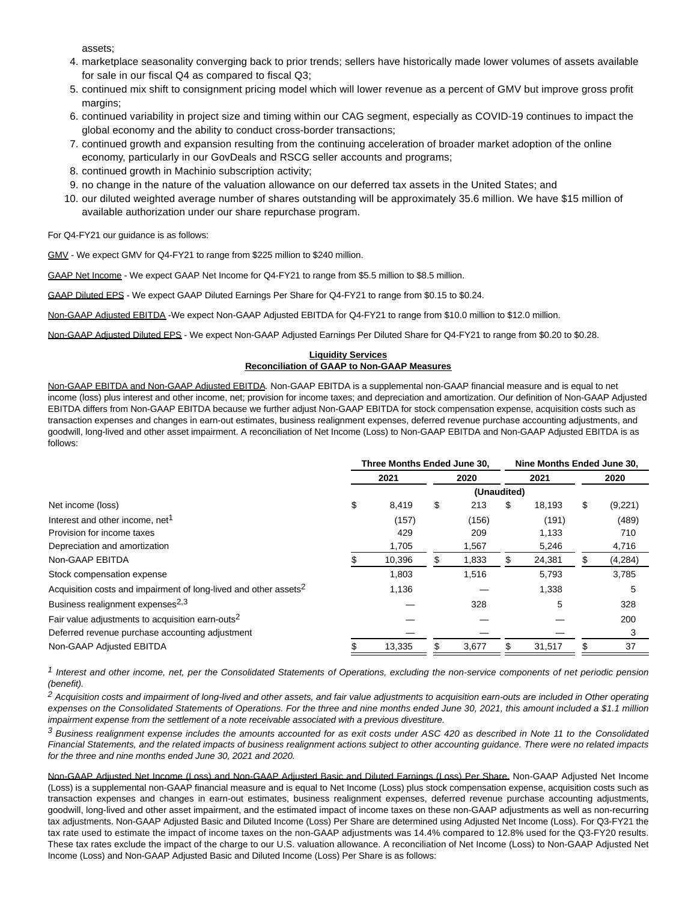assets;

4. marketplace seasonality converging back to prior trends; sellers have historically made lower volumes of assets available for sale in our fiscal Q4 as compared to fiscal Q3;
5. continued mix shift to consignment pricing model which will lower revenue as a percent of GMV but improve gross profit margins;
6. continued variability in project size and timing within our CAG segment, especially as COVID-19 continues to impact the global economy and the ability to conduct cross-border transactions;
7. continued growth and expansion resulting from the continuing acceleration of broader market adoption of the online economy, particularly in our GovDeals and RSCG seller accounts and programs;
8. continued growth in Machinio subscription activity;
9. no change in the nature of the valuation allowance on our deferred tax assets in the United States; and
10. our diluted weighted average number of shares outstanding will be approximately 35.6 million. We have $15 million of available authorization under our share repurchase program.

For Q4-FY21 our guidance is as follows:

GMV - We expect GMV for Q4-FY21 to range from $225 million to $240 million.

GAAP Net Income - We expect GAAP Net Income for Q4-FY21 to range from $5.5 million to $8.5 million.

GAAP Diluted EPS - We expect GAAP Diluted Earnings Per Share for Q4-FY21 to range from $0.15 to $0.24.

Non-GAAP Adjusted EBITDA -We expect Non-GAAP Adjusted EBITDA for Q4-FY21 to range from $10.0 million to $12.0 million.

Non-GAAP Adjusted Diluted EPS - We expect Non-GAAP Adjusted Earnings Per Diluted Share for Q4-FY21 to range from $0.20 to $0.28.

**Liquidity Services**
**Reconciliation of GAAP to Non-GAAP Measures**

Non-GAAP EBITDA and Non-GAAP Adjusted EBITDA. Non-GAAP EBITDA is a supplemental non-GAAP financial measure and is equal to net income (loss) plus interest and other income, net; provision for income taxes; and depreciation and amortization. Our definition of Non-GAAP Adjusted EBITDA differs from Non-GAAP EBITDA because we further adjust Non-GAAP EBITDA for stock compensation expense, acquisition costs such as transaction expenses and changes in earn-out estimates, business realignment expenses, deferred revenue purchase accounting adjustments, and goodwill, long-lived and other asset impairment. A reconciliation of Net Income (Loss) to Non-GAAP EBITDA and Non-GAAP Adjusted EBITDA is as follows:

| | Three Months Ended June 30, | | Nine Months Ended June 30, | |
|---|---|---|---|---|
| | 2021 | 2020 | 2021 | 2020 |
| | (Unaudited) | | | |
| Net income (loss) | $ 8,419 | $ 213 | $ 18,193 | $ (9,221) |
| Interest and other income, net[1] | (157) | (156) | (191) | (489) |
| Provision for income taxes | 429 | 209 | 1,133 | 710 |
| Depreciation and amortization | 1,705 | 1,567 | 5,246 | 4,716 |
| Non-GAAP EBITDA | $ 10,396 | $ 1,833 | $ 24,381 | $ (4,284) |
| Stock compensation expense | 1,803 | 1,516 | 5,793 | 3,785 |
| Acquisition costs and impairment of long-lived and other assets[2] | 1,136 | — | 1,338 | 5 |
| Business realignment expenses[2,3] | — | 328 | 5 | 328 |
| Fair value adjustments to acquisition earn-outs[2] | — | — | — | 200 |
| Deferred revenue purchase accounting adjustment | — | — | — | 3 |
| Non-GAAP Adjusted EBITDA | $ 13,335 | $ 3,677 | $ 31,517 | $ 37 |

[1] *Interest and other income, net, per the Consolidated Statements of Operations, excluding the non-service components of net periodic pension (benefit).*

[2] *Acquisition costs and impairment of long-lived and other assets, and fair value adjustments to acquisition earn-outs are included in Other operating expenses on the Consolidated Statements of Operations. For the three and nine months ended June 30, 2021, this amount included a $1.1 million impairment expense from the settlement of a note receivable associated with a previous divestiture.*

[3] *Business realignment expense includes the amounts accounted for as exit costs under ASC 420 as described in Note 11 to the Consolidated Financial Statements, and the related impacts of business realignment actions subject to other accounting guidance. There were no related impacts for the three and nine months ended June 30, 2021 and 2020.*

Non-GAAP Adjusted Net Income (Loss) and Non-GAAP Adjusted Basic and Diluted Earnings (Loss) Per Share. Non-GAAP Adjusted Net Income (Loss) is a supplemental non-GAAP financial measure and is equal to Net Income (Loss) plus stock compensation expense, acquisition costs such as transaction expenses and changes in earn-out estimates, business realignment expenses, deferred revenue purchase accounting adjustments, goodwill, long-lived and other asset impairment, and the estimated impact of income taxes on these non-GAAP adjustments as well as non-recurring tax adjustments. Non-GAAP Adjusted Basic and Diluted Income (Loss) Per Share are determined using Adjusted Net Income (Loss). For Q3-FY21 the tax rate used to estimate the impact of income taxes on the non-GAAP adjustments was 14.4% compared to 12.8% used for the Q3-FY20 results. These tax rates exclude the impact of the charge to our U.S. valuation allowance. A reconciliation of Net Income (Loss) to Non-GAAP Adjusted Net Income (Loss) and Non-GAAP Adjusted Basic and Diluted Income (Loss) Per Share is as follows: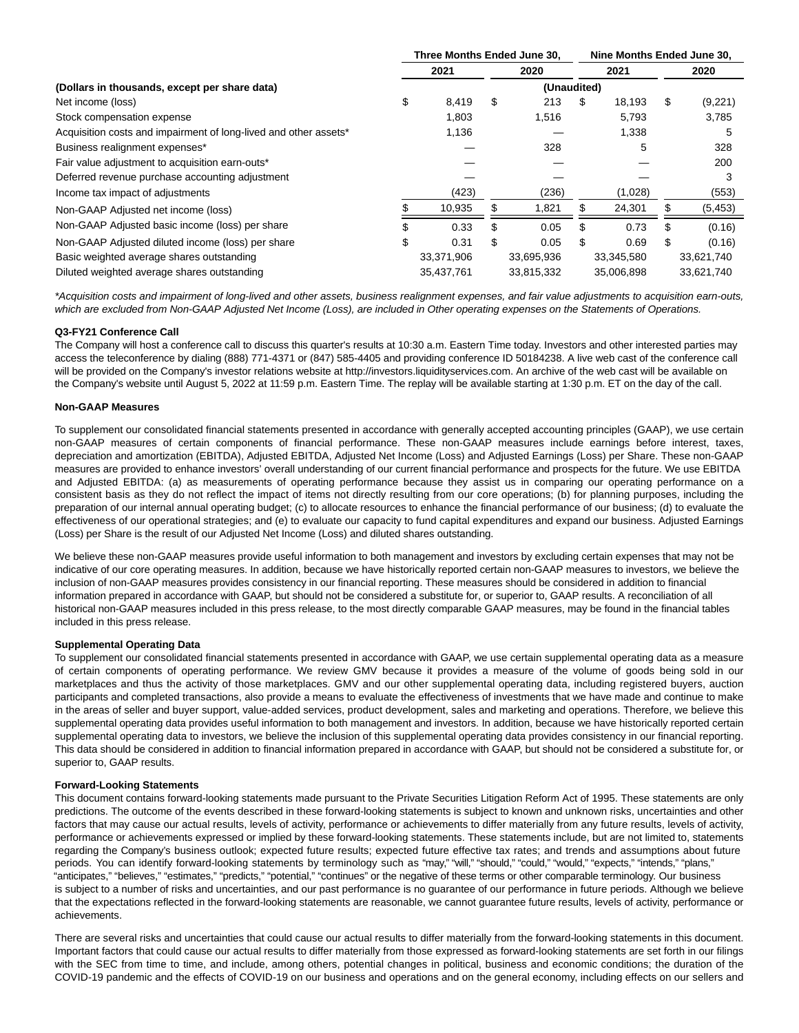| (Dollars in thousands, except per share data) | Three Months Ended June 30, 2021 | Three Months Ended June 30, 2020 | Nine Months Ended June 30, 2021 | Nine Months Ended June 30, 2020 |
|---|---|---|---|---|
| | (Unaudited) | | | |
| Net income (loss) | $ 8,419 | $ 213 | $ 18,193 | $ (9,221) |
| Stock compensation expense | 1,803 | 1,516 | 5,793 | 3,785 |
| Acquisition costs and impairment of long-lived and other assets* | 1,136 | — | 1,338 | 5 |
| Business realignment expenses* | — | 328 | 5 | 328 |
| Fair value adjustment to acquisition earn-outs* | — | — | — | 200 |
| Deferred revenue purchase accounting adjustment | — | — | — | 3 |
| Income tax impact of adjustments | (423) | (236) | (1,028) | (553) |
| Non-GAAP Adjusted net income (loss) | $ 10,935 | $ 1,821 | $ 24,301 | $ (5,453) |
| Non-GAAP Adjusted basic income (loss) per share | $ 0.33 | $ 0.05 | $ 0.73 | $ (0.16) |
| Non-GAAP Adjusted diluted income (loss) per share | $ 0.31 | $ 0.05 | $ 0.69 | $ (0.16) |
| Basic weighted average shares outstanding | 33,371,906 | 33,695,936 | 33,345,580 | 33,621,740 |
| Diluted weighted average shares outstanding | 35,437,761 | 33,815,332 | 35,006,898 | 33,621,740 |

*\*Acquisition costs and impairment of long-lived and other assets, business realignment expenses, and fair value adjustments to acquisition earn-outs, which are excluded from Non-GAAP Adjusted Net Income (Loss), are included in Other operating expenses on the Statements of Operations.*

**Q3-FY21 Conference Call**

The Company will host a conference call to discuss this quarter's results at 10:30 a.m. Eastern Time today. Investors and other interested parties may access the teleconference by dialing (888) 771-4371 or (847) 585-4405 and providing conference ID 50184238. A live web cast of the conference call will be provided on the Company's investor relations website at http://investors.liquidityservices.com. An archive of the web cast will be available on the Company's website until August 5, 2022 at 11:59 p.m. Eastern Time. The replay will be available starting at 1:30 p.m. ET on the day of the call.

**Non-GAAP Measures**

To supplement our consolidated financial statements presented in accordance with generally accepted accounting principles (GAAP), we use certain non-GAAP measures of certain components of financial performance. These non-GAAP measures include earnings before interest, taxes, depreciation and amortization (EBITDA), Adjusted EBITDA, Adjusted Net Income (Loss) and Adjusted Earnings (Loss) per Share. These non-GAAP measures are provided to enhance investors' overall understanding of our current financial performance and prospects for the future. We use EBITDA and Adjusted EBITDA: (a) as measurements of operating performance because they assist us in comparing our operating performance on a consistent basis as they do not reflect the impact of items not directly resulting from our core operations; (b) for planning purposes, including the preparation of our internal annual operating budget; (c) to allocate resources to enhance the financial performance of our business; (d) to evaluate the effectiveness of our operational strategies; and (e) to evaluate our capacity to fund capital expenditures and expand our business. Adjusted Earnings (Loss) per Share is the result of our Adjusted Net Income (Loss) and diluted shares outstanding.

We believe these non-GAAP measures provide useful information to both management and investors by excluding certain expenses that may not be indicative of our core operating measures. In addition, because we have historically reported certain non-GAAP measures to investors, we believe the inclusion of non-GAAP measures provides consistency in our financial reporting. These measures should be considered in addition to financial information prepared in accordance with GAAP, but should not be considered a substitute for, or superior to, GAAP results. A reconciliation of all historical non-GAAP measures included in this press release, to the most directly comparable GAAP measures, may be found in the financial tables included in this press release.

**Supplemental Operating Data**

To supplement our consolidated financial statements presented in accordance with GAAP, we use certain supplemental operating data as a measure of certain components of operating performance. We review GMV because it provides a measure of the volume of goods being sold in our marketplaces and thus the activity of those marketplaces. GMV and our other supplemental operating data, including registered buyers, auction participants and completed transactions, also provide a means to evaluate the effectiveness of investments that we have made and continue to make in the areas of seller and buyer support, value-added services, product development, sales and marketing and operations. Therefore, we believe this supplemental operating data provides useful information to both management and investors. In addition, because we have historically reported certain supplemental operating data to investors, we believe the inclusion of this supplemental operating data provides consistency in our financial reporting. This data should be considered in addition to financial information prepared in accordance with GAAP, but should not be considered a substitute for, or superior to, GAAP results.

**Forward-Looking Statements**

This document contains forward-looking statements made pursuant to the Private Securities Litigation Reform Act of 1995. These statements are only predictions. The outcome of the events described in these forward-looking statements is subject to known and unknown risks, uncertainties and other factors that may cause our actual results, levels of activity, performance or achievements to differ materially from any future results, levels of activity, performance or achievements expressed or implied by these forward-looking statements. These statements include, but are not limited to, statements regarding the Company's business outlook; expected future results; expected future effective tax rates; and trends and assumptions about future periods. You can identify forward-looking statements by terminology such as "may," "will," "should," "could," "would," "expects," "intends," "plans," "anticipates," "believes," "estimates," "predicts," "potential," "continues" or the negative of these terms or other comparable terminology. Our business is subject to a number of risks and uncertainties, and our past performance is no guarantee of our performance in future periods. Although we believe that the expectations reflected in the forward-looking statements are reasonable, we cannot guarantee future results, levels of activity, performance or achievements.

There are several risks and uncertainties that could cause our actual results to differ materially from the forward-looking statements in this document. Important factors that could cause our actual results to differ materially from those expressed as forward-looking statements are set forth in our filings with the SEC from time to time, and include, among others, potential changes in political, business and economic conditions; the duration of the COVID-19 pandemic and the effects of COVID-19 on our business and operations and on the general economy, including effects on our sellers and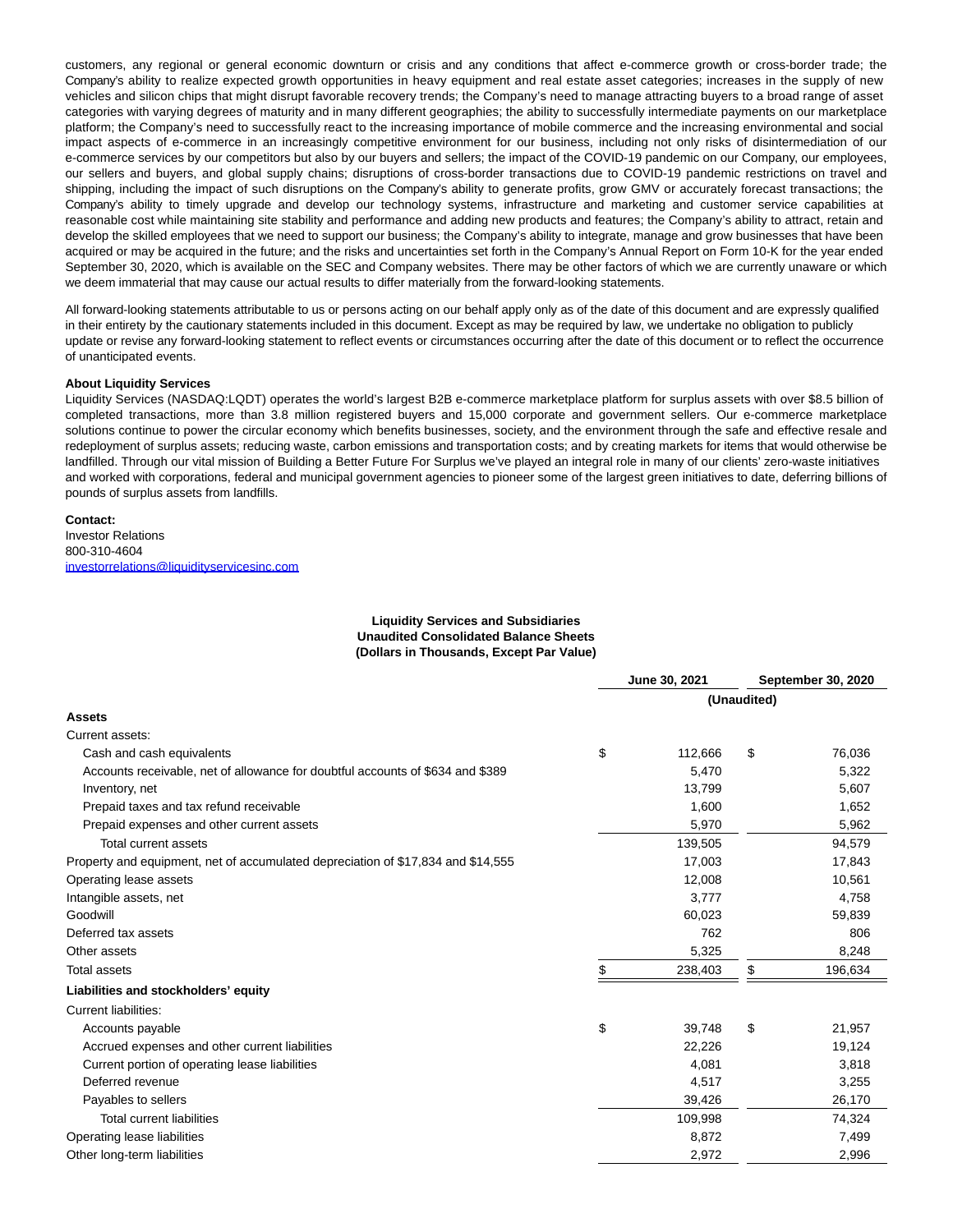customers, any regional or general economic downturn or crisis and any conditions that affect e-commerce growth or cross-border trade; the Company's ability to realize expected growth opportunities in heavy equipment and real estate asset categories; increases in the supply of new vehicles and silicon chips that might disrupt favorable recovery trends; the Company's need to manage attracting buyers to a broad range of asset categories with varying degrees of maturity and in many different geographies; the ability to successfully intermediate payments on our marketplace platform; the Company's need to successfully react to the increasing importance of mobile commerce and the increasing environmental and social impact aspects of e-commerce in an increasingly competitive environment for our business, including not only risks of disintermediation of our e-commerce services by our competitors but also by our buyers and sellers; the impact of the COVID-19 pandemic on our Company, our employees, our sellers and buyers, and global supply chains; disruptions of cross-border transactions due to COVID-19 pandemic restrictions on travel and shipping, including the impact of such disruptions on the Company's ability to generate profits, grow GMV or accurately forecast transactions; the Company's ability to timely upgrade and develop our technology systems, infrastructure and marketing and customer service capabilities at reasonable cost while maintaining site stability and performance and adding new products and features; the Company's ability to attract, retain and develop the skilled employees that we need to support our business; the Company's ability to integrate, manage and grow businesses that have been acquired or may be acquired in the future; and the risks and uncertainties set forth in the Company's Annual Report on Form 10-K for the year ended September 30, 2020, which is available on the SEC and Company websites. There may be other factors of which we are currently unaware or which we deem immaterial that may cause our actual results to differ materially from the forward-looking statements.

All forward-looking statements attributable to us or persons acting on our behalf apply only as of the date of this document and are expressly qualified in their entirety by the cautionary statements included in this document. Except as may be required by law, we undertake no obligation to publicly update or revise any forward-looking statement to reflect events or circumstances occurring after the date of this document or to reflect the occurrence of unanticipated events.

**About Liquidity Services**

Liquidity Services (NASDAQ:LQDT) operates the world's largest B2B e-commerce marketplace platform for surplus assets with over $8.5 billion of completed transactions, more than 3.8 million registered buyers and 15,000 corporate and government sellers. Our e-commerce marketplace solutions continue to power the circular economy which benefits businesses, society, and the environment through the safe and effective resale and redeployment of surplus assets; reducing waste, carbon emissions and transportation costs; and by creating markets for items that would otherwise be landfilled. Through our vital mission of Building a Better Future For Surplus we've played an integral role in many of our clients' zero-waste initiatives and worked with corporations, federal and municipal government agencies to pioneer some of the largest green initiatives to date, deferring billions of pounds of surplus assets from landfills.

**Contact:**

Investor Relations
800-310-4604
investorrelations@liquidityservicesinc.com

**Liquidity Services and Subsidiaries**
**Unaudited Consolidated Balance Sheets**
**(Dollars in Thousands, Except Par Value)**

| | June 30, 2021 | September 30, 2020 |
|---|---|---|
| | (Unaudited) | |
| **Assets** | | |
| Current assets: | | |
| Cash and cash equivalents | $ 112,666 | $ 76,036 |
| Accounts receivable, net of allowance for doubtful accounts of $634 and $389 | 5,470 | 5,322 |
| Inventory, net | 13,799 | 5,607 |
| Prepaid taxes and tax refund receivable | 1,600 | 1,652 |
| Prepaid expenses and other current assets | 5,970 | 5,962 |
| Total current assets | 139,505 | 94,579 |
| Property and equipment, net of accumulated depreciation of $17,834 and $14,555 | 17,003 | 17,843 |
| Operating lease assets | 12,008 | 10,561 |
| Intangible assets, net | 3,777 | 4,758 |
| Goodwill | 60,023 | 59,839 |
| Deferred tax assets | 762 | 806 |
| Other assets | 5,325 | 8,248 |
| Total assets | $ 238,403 | $ 196,634 |
| **Liabilities and stockholders' equity** | | |
| Current liabilities: | | |
| Accounts payable | $ 39,748 | $ 21,957 |
| Accrued expenses and other current liabilities | 22,226 | 19,124 |
| Current portion of operating lease liabilities | 4,081 | 3,818 |
| Deferred revenue | 4,517 | 3,255 |
| Payables to sellers | 39,426 | 26,170 |
| Total current liabilities | 109,998 | 74,324 |
| Operating lease liabilities | 8,872 | 7,499 |
| Other long-term liabilities | 2,972 | 2,996 |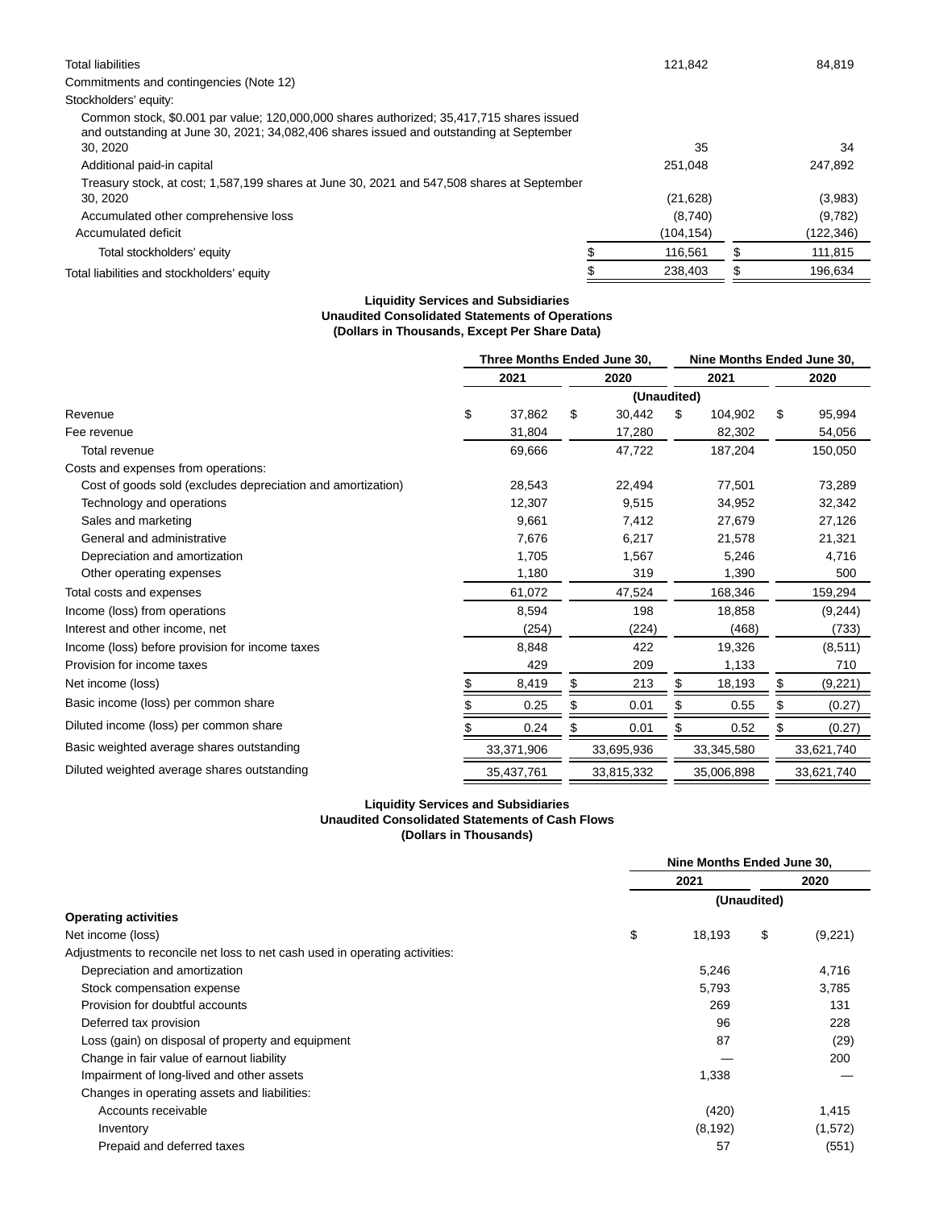| | | |
|---|---|---|
| Total liabilities | 121,842 | 84,819 |
| Commitments and contingencies (Note 12) | | |
| Stockholders' equity: | | |
| Common stock, $0.001 par value; 120,000,000 shares authorized; 35,417,715 shares issued and outstanding at June 30, 2021; 34,082,406 shares issued and outstanding at September 30, 2020 | 35 | 34 |
| Additional paid-in capital | 251,048 | 247,892 |
| Treasury stock, at cost; 1,587,199 shares at June 30, 2021 and 547,508 shares at September 30, 2020 | (21,628) | (3,983) |
| Accumulated other comprehensive loss | (8,740) | (9,782) |
| Accumulated deficit | (104,154) | (122,346) |
| Total stockholders' equity | $ 116,561 | $ 111,815 |
| Total liabilities and stockholders' equity | $ 238,403 | $ 196,634 |

**Liquidity Services and Subsidiaries**
**Unaudited Consolidated Statements of Operations**
**(Dollars in Thousands, Except Per Share Data)**

| | Three Months Ended June 30, | | Nine Months Ended June 30, | |
|---|---|---|---|---|
| | 2021 | 2020 | 2021 | 2020 |
| | (Unaudited) | | | |
| Revenue | $ 37,862 | $ 30,442 | $ 104,902 | $ 95,994 |
| Fee revenue | 31,804 | 17,280 | 82,302 | 54,056 |
| Total revenue | 69,666 | 47,722 | 187,204 | 150,050 |
| Costs and expenses from operations: | | | | |
| Cost of goods sold (excludes depreciation and amortization) | 28,543 | 22,494 | 77,501 | 73,289 |
| Technology and operations | 12,307 | 9,515 | 34,952 | 32,342 |
| Sales and marketing | 9,661 | 7,412 | 27,679 | 27,126 |
| General and administrative | 7,676 | 6,217 | 21,578 | 21,321 |
| Depreciation and amortization | 1,705 | 1,567 | 5,246 | 4,716 |
| Other operating expenses | 1,180 | 319 | 1,390 | 500 |
| Total costs and expenses | 61,072 | 47,524 | 168,346 | 159,294 |
| Income (loss) from operations | 8,594 | 198 | 18,858 | (9,244) |
| Interest and other income, net | (254) | (224) | (468) | (733) |
| Income (loss) before provision for income taxes | 8,848 | 422 | 19,326 | (8,511) |
| Provision for income taxes | 429 | 209 | 1,133 | 710 |
| Net income (loss) | $ 8,419 | $ 213 | $ 18,193 | $ (9,221) |
| Basic income (loss) per common share | $ 0.25 | $ 0.01 | $ 0.55 | $ (0.27) |
| Diluted income (loss) per common share | $ 0.24 | $ 0.01 | $ 0.52 | $ (0.27) |
| Basic weighted average shares outstanding | 33,371,906 | 33,695,936 | 33,345,580 | 33,621,740 |
| Diluted weighted average shares outstanding | 35,437,761 | 33,815,332 | 35,006,898 | 33,621,740 |

**Liquidity Services and Subsidiaries**
**Unaudited Consolidated Statements of Cash Flows**
**(Dollars in Thousands)**

| | Nine Months Ended June 30, | |
|---|---|---|
| | 2021 | 2020 |
| | (Unaudited) | |
| **Operating activities** | | |
| Net income (loss) | $ 18,193 | $ (9,221) |
| Adjustments to reconcile net loss to net cash used in operating activities: | | |
| Depreciation and amortization | 5,246 | 4,716 |
| Stock compensation expense | 5,793 | 3,785 |
| Provision for doubtful accounts | 269 | 131 |
| Deferred tax provision | 96 | 228 |
| Loss (gain) on disposal of property and equipment | 87 | (29) |
| Change in fair value of earnout liability | — | 200 |
| Impairment of long-lived and other assets | 1,338 | — |
| Changes in operating assets and liabilities: | | |
| Accounts receivable | (420) | 1,415 |
| Inventory | (8,192) | (1,572) |
| Prepaid and deferred taxes | 57 | (551) |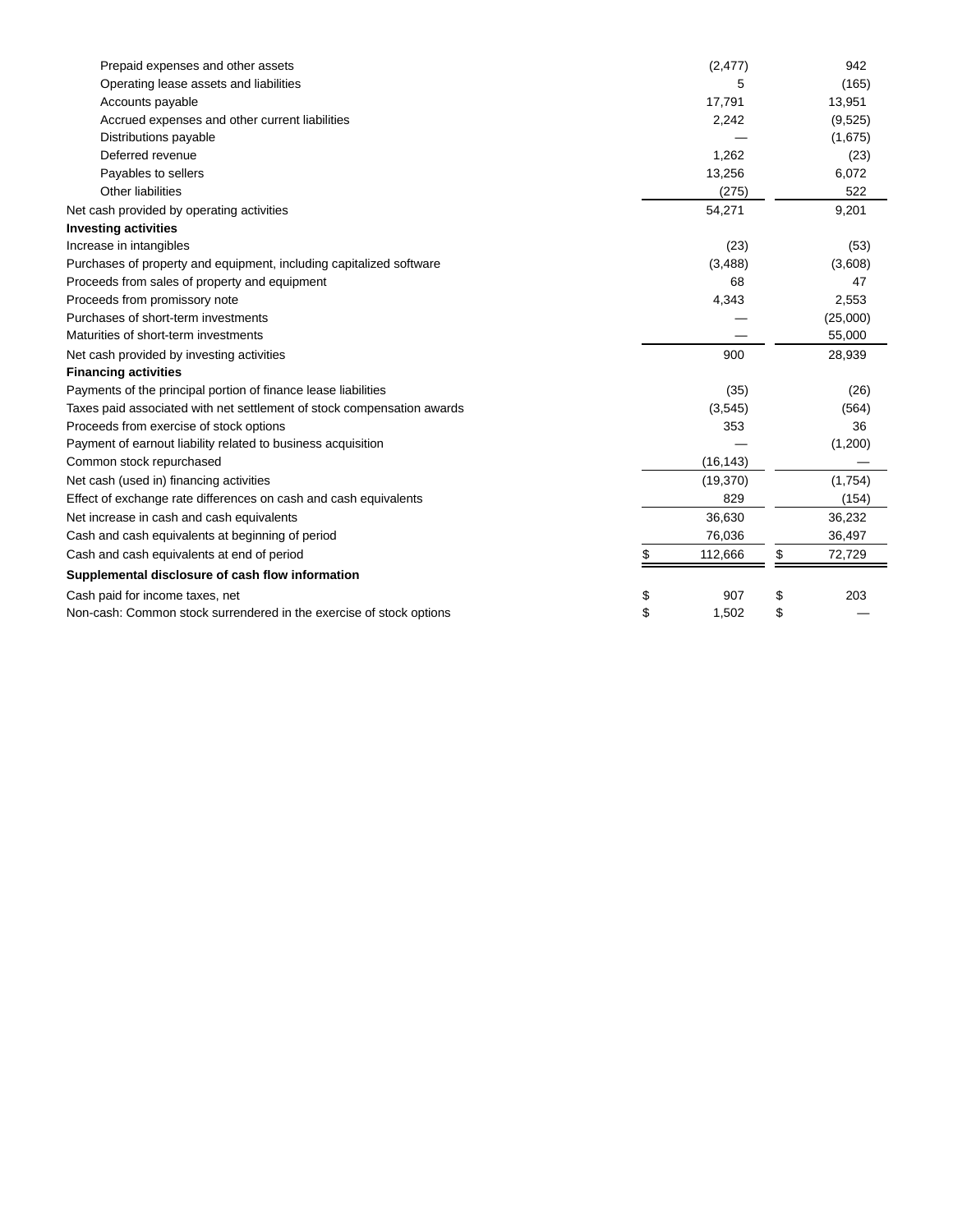| | | |
|---|---|---|
| Prepaid expenses and other assets | (2,477) | 942 |
| Operating lease assets and liabilities | 5 | (165) |
| Accounts payable | 17,791 | 13,951 |
| Accrued expenses and other current liabilities | 2,242 | (9,525) |
| Distributions payable | — | (1,675) |
| Deferred revenue | 1,262 | (23) |
| Payables to sellers | 13,256 | 6,072 |
| Other liabilities | (275) | 522 |
| Net cash provided by operating activities | 54,271 | 9,201 |
| **Investing activities** | | |
| Increase in intangibles | (23) | (53) |
| Purchases of property and equipment, including capitalized software | (3,488) | (3,608) |
| Proceeds from sales of property and equipment | 68 | 47 |
| Proceeds from promissory note | 4,343 | 2,553 |
| Purchases of short-term investments | — | (25,000) |
| Maturities of short-term investments | — | 55,000 |
| Net cash provided by investing activities | 900 | 28,939 |
| **Financing activities** | | |
| Payments of the principal portion of finance lease liabilities | (35) | (26) |
| Taxes paid associated with net settlement of stock compensation awards | (3,545) | (564) |
| Proceeds from exercise of stock options | 353 | 36 |
| Payment of earnout liability related to business acquisition | — | (1,200) |
| Common stock repurchased | (16,143) | — |
| Net cash (used in) financing activities | (19,370) | (1,754) |
| Effect of exchange rate differences on cash and cash equivalents | 829 | (154) |
| Net increase in cash and cash equivalents | 36,630 | 36,232 |
| Cash and cash equivalents at beginning of period | 76,036 | 36,497 |
| Cash and cash equivalents at end of period | $ 112,666 | $ 72,729 |
| **Supplemental disclosure of cash flow information** | | |
| Cash paid for income taxes, net | $ 907 | $ 203 |
| Non-cash: Common stock surrendered in the exercise of stock options | $ 1,502 | $ — |